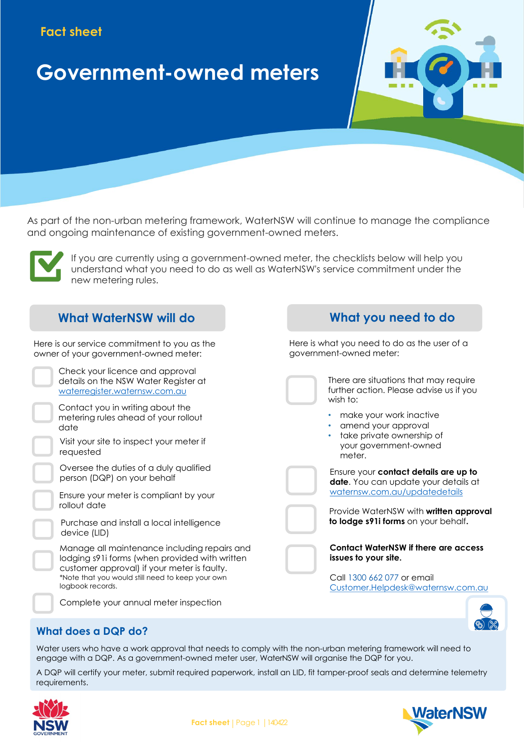Fact sheet

# Government-owned meters

As part of the non-urban metering framework, WaterNSW will continue to manage the compliance and ongoing maintenance of existing government-owned meters.

If you are currently using a government-owned meter, the checklists below will help you understand what you need to do as well as WaterNSW's service commitment under the new metering rules.

## What WaterNSW will do

Here is our service commitment to you as the owner of your government-owned meter:

- Check your licence and approval details on the NSW Water Register at waterregister.waternsw.com.au
- Contact you in writing about the metering rules ahead of your rollout date
- Visit your site to inspect your meter if requested
- Oversee the duties of a duly qualified person (DQP) on your behalf
- Ensure your meter is compliant by your rollout date
- Purchase and install a local intelligence device (LID)
- Manage all maintenance including repairs and lodging s91i forms (when provided with written customer approval) if your meter is faulty.
  *Note that you would still need to keep your own logbook records.
- Complete your annual meter inspection

## What you need to do

Here is what you need to do as the user of a government-owned meter:

- There are situations that may require further action. Please advise us if you wish to:
  - make your work inactive
  - amend your approval
  - take private ownership of your government-owned meter.
- Ensure your **contact details are up to date**. You can update your details at waternsw.com.au/updatedetails
- Provide WaterNSW with **written approval to lodge s91i forms** on your behalf**.**
- **Contact WaterNSW if there are access issues to your site.**

Call 1300 662 077 or email Customer.Helpdesk@waternsw.com.au

### What does a DQP do?

Water users who have a work approval that needs to comply with the non-urban metering framework will need to engage with a DQP. As a government-owned meter user, WaterNSW will organise the DQP for you.

A DQP will certify your meter, submit required paperwork, install an LID, fit tamper-proof seals and determine telemetry requirements.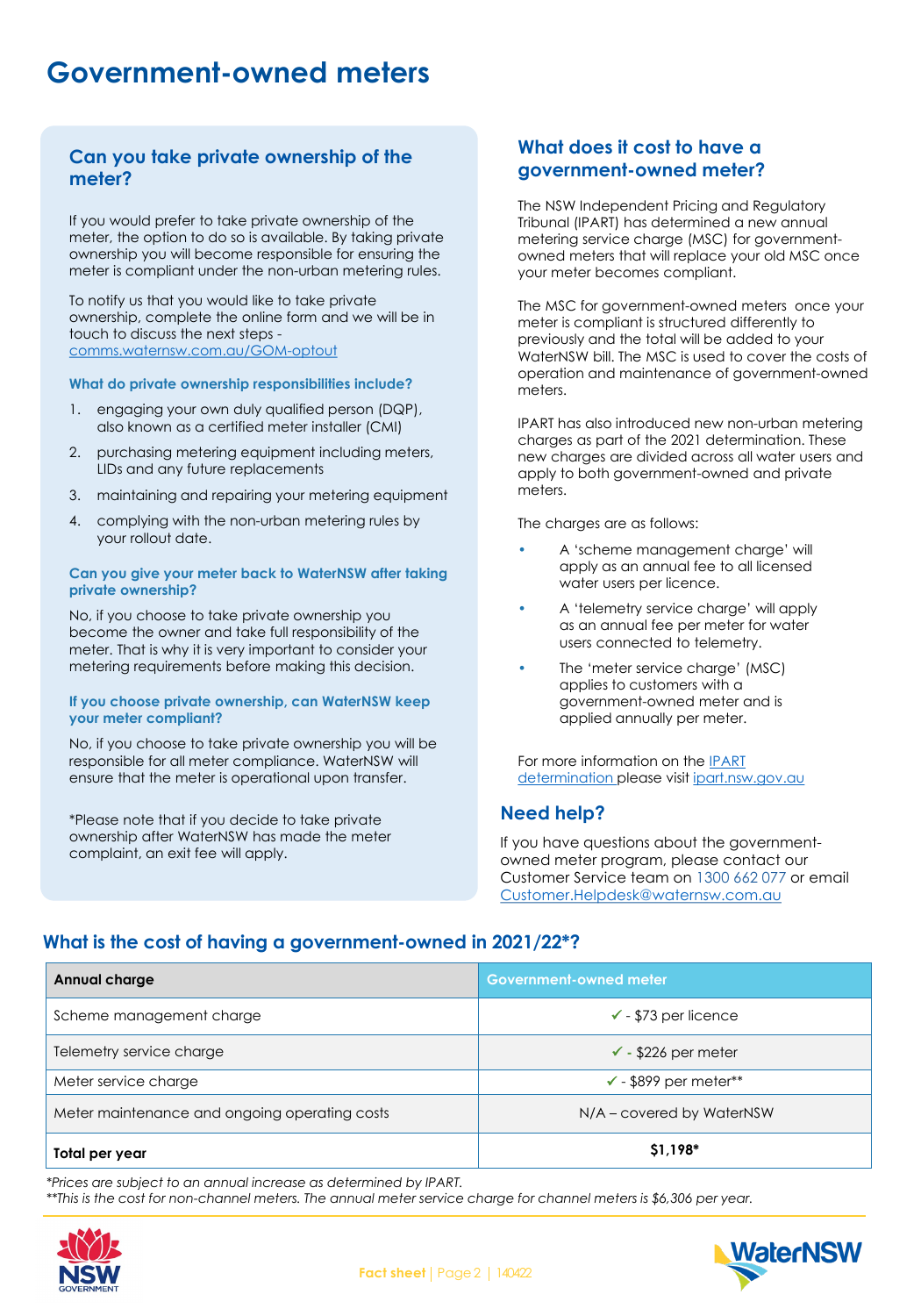# Government-owned meters

## Can you take private ownership of the meter?

If you would prefer to take private ownership of the meter, the option to do so is available. By taking private ownership you will become responsible for ensuring the meter is compliant under the non-urban metering rules.

To notify us that you would like to take private ownership, complete the online form and we will be in touch to discuss the next steps - comms.waternsw.com.au/GOM-optout

### What do private ownership responsibilities include?

1. engaging your own duly qualified person (DQP), also known as a certified meter installer (CMI)
2. purchasing metering equipment including meters, LIDs and any future replacements
3. maintaining and repairing your metering equipment
4. complying with the non-urban metering rules by your rollout date.

### Can you give your meter back to WaterNSW after taking private ownership?

No, if you choose to take private ownership you become the owner and take full responsibility of the meter. That is why it is very important to consider your metering requirements before making this decision.

### If you choose private ownership, can WaterNSW keep your meter compliant?

No, if you choose to take private ownership you will be responsible for all meter compliance. WaterNSW will ensure that the meter is operational upon transfer.

*Please note that if you decide to take private ownership after WaterNSW has made the meter complaint, an exit fee will apply.

## What does it cost to have a government-owned meter?

The NSW Independent Pricing and Regulatory Tribunal (IPART) has determined a new annual metering service charge (MSC) for government-owned meters that will replace your old MSC once your meter becomes compliant.

The MSC for government-owned meters once your meter is compliant is structured differently to previously and the total will be added to your WaterNSW bill. The MSC is used to cover the costs of operation and maintenance of government-owned meters.

IPART has also introduced new non-urban metering charges as part of the 2021 determination. These new charges are divided across all water users and apply to both government-owned and private meters.

The charges are as follows:

- A 'scheme management charge' will apply as an annual fee to all licensed water users per licence.
- A 'telemetry service charge' will apply as an annual fee per meter for water users connected to telemetry.
- The 'meter service charge' (MSC) applies to customers with a government-owned meter and is applied annually per meter.

For more information on the IPART determination please visit ipart.nsw.gov.au

## Need help?

If you have questions about the government-owned meter program, please contact our Customer Service team on 1300 662 077 or email Customer.Helpdesk@waternsw.com.au

## What is the cost of having a government-owned in 2021/22*?

| Annual charge | Government-owned meter |
|---|---|
| Scheme management charge | ✓ - $73 per licence |
| Telemetry service charge | ✓ - $226 per meter |
| Meter service charge | ✓ - $899 per meter** |
| Meter maintenance and ongoing operating costs | N/A – covered by WaterNSW |
| **Total per year** | **$1,198*** |

*Prices are subject to an annual increase as determined by IPART.*
*\*\*This is the cost for non-channel meters. The annual meter service charge for channel meters is $6,306 per year.*